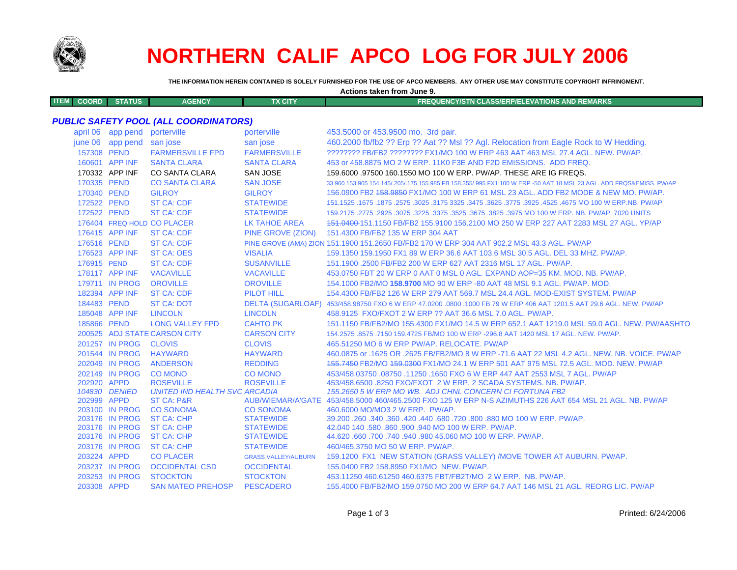# NORTHERN CALIF APCO LOG FOR JULY 2006

**THE INFORMATION HEREIN CONTAINED IS SOLELY FURNISHED FOR THE USE OF APCO MEMBERS. ANY OTHER USE MAY CONSTITUTE COPYRIGHT INFRINGMENT.**

**Actions taken from June 9.**

| ITEM | COORD | STATUS | AGENCY | TX CITY | FREQUENCY/STN CLASS/ERP/ELEVATIONS AND REMARKS |
|---|---|---|---|---|---|

### *PUBLIC SAFETY POOL (ALL COORDINATORS)*

| ITEM | COORD | STATUS | AGENCY | TX CITY | FREQUENCY/STN CLASS/ERP/ELEVATIONS AND REMARKS |
|---|---|---|---|---|---|
| | april 06 | app pend | porterville | porterville | 453.5000 or 453.9500 mo. 3rd pair. |
| | june 06 | app pend | san jose | san jose | 460.2000 fb/fb2 ?? Erp ?? Aat ?? Msl ?? Agl. Relocation from Eagle Rock to W Hedding. |
| | 157308 | PEND | FARMERSVILLE FPD | FARMERSVILLE | ???????? FB/FB2 ???????? FX1/MO 100 W ERP 463 AAT 463 MSL 27.4 AGL. NEW. PW/AP. |
| | 160601 | APP INF | SANTA CLARA | SANTA CLARA | 453 or 458.8875 MO 2 W ERP. 11K0 F3E AND F2D EMISSIONS. ADD FREQ. |
| | 170332 | APP INF | CO SANTA CLARA | SAN JOSE | 159.6000 .97500 160.1550 MO 100 W ERP. PW/AP. THESE ARE IG FREQS. |
| | 170335 | PEND | CO SANTA CLARA | SAN JOSE | 33.960 153.905 154.145/.205/.175 155.985 FB 158.355/.995 FX1 100 W ERP -50 AAT 18 MSL 23 AGL. ADD FRQS&EMISS. PW/AP |
| | 170340 | PEND | GILROY | GILROY | 156.0900 FB2 ~~158.9850~~ FX1/MO 100 W ERP 61 MSL 23 AGL. ADD FB2 MODE & NEW MO. PW/AP. |
| | 172522 | PEND | ST CA: CDF | STATEWIDE | 151.1525 .1675 .1875 .2575 .3025 .3175 3325 .3475 .3625 .3775 .3925 .4525 .4675 MO 100 W ERP.NB. PW/AP |
| | 172522 | PEND | ST CA: CDF | STATEWIDE | 159.2175 .2775 .2925 .3075 .3225 .3375 .3525 .3675 .3825 .3975 MO 100 W ERP. NB. PW/AP. 7020 UNITS |
| | 176404 | FREQ HOLD | CO PLACER | LK TAHOE AREA | ~~151.0400~~ 151.1150 FB/FB2 155.9100 156.2100 MO 250 W ERP 227 AAT 2283 MSL 27 AGL. YP/AP |
| | 176415 | APP INF | ST CA: CDF | PINE GROVE (ZION) | 151.4300 FB/FB2 135 W ERP 304 AAT |
| | 176516 | PEND | ST CA: CDF | PINE GROVE (AMA) ZION | 151.1900 151.2650 FB/FB2 170 W ERP 304 AAT 902.2 MSL 43.3 AGL. PW/AP |
| | 176523 | APP INF | ST CA: OES | VISALIA | 159.1350 159.1950 FX1 89 W ERP 36.6 AAT 103.6 MSL 30.5 AGL. DEL 33 MHZ. PW/AP. |
| | 176915 | PEND | ST CA: CDF | SUSANVILLE | 151.1900 .2500 FB/FB2 200 W ERP 627 AAT 2316 MSL 17 AGL. PW/AP. |
| | 178117 | APP INF | VACAVILLE | VACAVILLE | 453.0750 FBT 20 W ERP 0 AAT 0 MSL 0 AGL. EXPAND AOP=35 KM. MOD. NB. PW/AP. |
| | 179711 | IN PROG | OROVILLE | OROVILLE | 154.1000 FB2/MO **158.9700** MO 90 W ERP -80 AAT 48 MSL 9.1 AGL. PW/AP. MOD. |
| | 182394 | APP INF | ST CA: CDF | PILOT HILL | 154.4300 FB/FB2 126 W ERP 279 AAT 569.7 MSL 24.4 AGL. MOD-EXIST SYSTEM. PW/AP |
| | 184483 | PEND | ST CA: DOT | DELTA (SUGARLOAF) | 453/458.98750 FXO 6 W ERP 47.0200 .0800 .1000 FB 79 W ERP 406 AAT 1201.5 AAT 29.6 AGL. NEW. PW/AP |
| | 185048 | APP INF | LINCOLN | LINCOLN | 458.9125 FXO/FXOT 2 W ERP ?? AAT 36.6 MSL 7.0 AGL. PW/AP. |
| | 185866 | PEND | LONG VALLEY FPD | CAHTO PK | 151.1150 FB/FB2/MO 155.4300 FX1/MO 14.5 W ERP 652.1 AAT 1219.0 MSL 59.0 AGL. NEW. PW/AASHTO |
| | 200525 | ADJ STATE | CARSON CITY | CARSON CITY | 154.2575 .8575 .7150 159.4725 FB/MO 100 W ERP -296.8 AAT 1420 MSL 17 AGL. NEW. PW/AP. |
| | 201257 | IN PROG | CLOVIS | CLOVIS | 465.51250 MO 6 W ERP PW/AP. RELOCATE. PW/AP |
| | 201544 | IN PROG | HAYWARD | HAYWARD | 460.0875 or .1625 OR .2625 FB/FB2/MO 8 W ERP -71.6 AAT 22 MSL 4.2 AGL. NEW. NB. VOICE. PW/AP |
| | 202049 | IN PROG | ANDERSON | REDDING | ~~155.7450~~ FB2/MO ~~159.0300~~ FX1/MO 24.1 W ERP 501 AAT 975 MSL 72.5 AGL. MOD. NEW. PW/AP |
| | 202149 | IN PROG | CO MONO | CO MONO | 453/458.03750 .08750 .11250 .1650 FXO 6 W ERP 447 AAT 2553 MSL 7 AGL. PW/AP |
| | 202920 | APPD | ROSEVILLE | ROSEVILLE | 453/458.6500 .8250 FXO/FXOT 2 W ERP. 2 SCADA SYSTEMS. NB. PW/AP. |
| | *104830* | *DENIED* | *UNITED IND HEALTH SVC* | *ARCADIA* | *155.2650 5 W ERP MO WB. ADJ CHNL CONCERN CI FORTUNA FB2* |
| | 202999 | APPD | ST CA: P&R | AUB/WIEMAR/A'GATE | 453/458.5000 460/465.2500 FXO 125 W ERP N-S AZIMUTHS 226 AAT 654 MSL 21 AGL. NB. PW/AP |
| | 203100 | IN PROG | CO SONOMA | CO SONOMA | 460.6000 MO/MO3 2 W ERP. PW/AP. |
| | 203176 | IN PROG | ST CA: CHP | STATEWIDE | 39.200 .260 .340 .360 .420 .440 .680 .720 .800 .880 MO 100 W ERP. PW/AP. |
| | 203176 | IN PROG | ST CA: CHP | STATEWIDE | 42.040 140 .580 .860 .900 .940 MO 100 W ERP. PW/AP. |
| | 203176 | IN PROG | ST CA: CHP | STATEWIDE | 44.620 .660 .700 .740 .940 .980 45.060 MO 100 W ERP. PW/AP. |
| | 203176 | IN PROG | ST CA: CHP | STATEWIDE | 460/465.3750 MO 50 W ERP. PW/AP. |
| | 203224 | APPD | CO PLACER | GRASS VALLEY/AUBURN | 159.1200 FX1 NEW STATION (GRASS VALLEY) /MOVE TOWER AT AUBURN. PW/AP. |
| | 203237 | IN PROG | OCCIDENTAL CSD | OCCIDENTAL | 155.0400 FB2 158.8950 FX1/MO NEW. PW/AP. |
| | 203253 | IN PROG | STOCKTON | STOCKTON | 453.11250 460.61250 460.6375 FBT/FB2T/MO 2 W ERP. NB. PW/AP. |
| | 203308 | APPD | SAN MATEO PREHOSP | PESCADERO | 155.4000 FB/FB2/MO 159.0750 MO 200 W ERP 64.7 AAT 146 MSL 21 AGL. REORG LIC. PW/AP |

Printed: 6/24/2006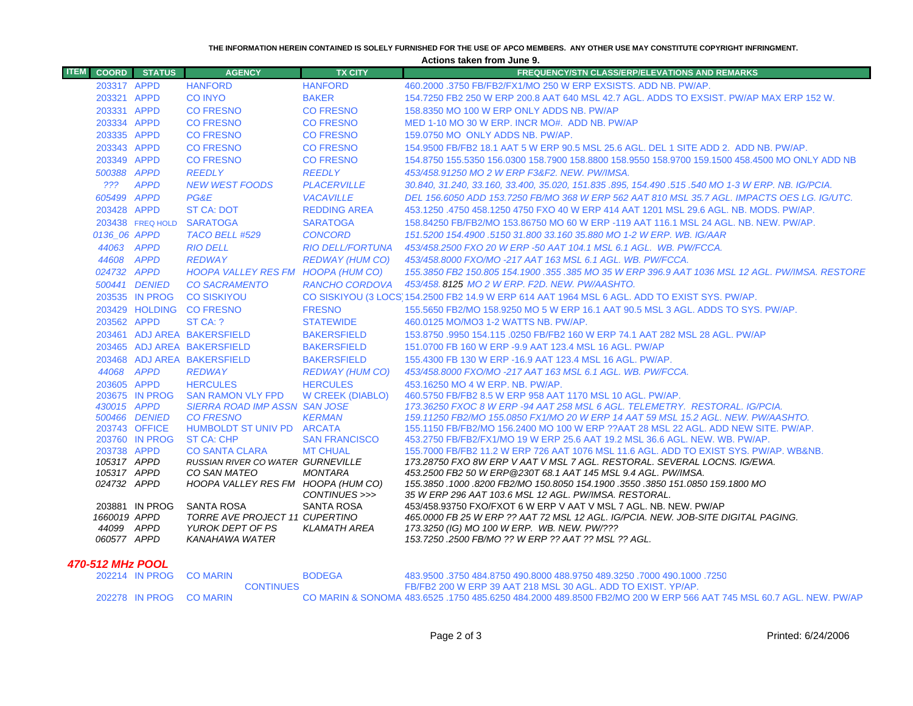THE INFORMATION HEREIN CONTAINED IS SOLELY FURNISHED FOR THE USE OF APCO MEMBERS. ANY OTHER USE MAY CONSTITUTE COPYRIGHT INFRINGMENT.

**Actions taken from June 9.**

| ITEM | COORD | STATUS | AGENCY | TX CITY | FREQUENCY/STN CLASS/ERP/ELEVATIONS AND REMARKS |
|---|---|---|---|---|---|
| | 203317 | APPD | HANFORD | HANFORD | 460.2000 .3750 FB/FB2/FX1/MO 250 W ERP EXSISTS. ADD NB. PW/AP. |
| | 203321 | APPD | CO INYO | BAKER | 154.7250 FB2 250 W ERP 200.8 AAT 640 MSL 42.7 AGL. ADDS TO EXSIST. PW/AP MAX ERP 152 W. |
| | 203331 | APPD | CO FRESNO | CO FRESNO | 158.8350 MO 100 W ERP ONLY ADDS NB. PW/AP |
| | 203334 | APPD | CO FRESNO | CO FRESNO | MED 1-10 MO 30 W ERP. INCR MO#. ADD NB. PW/AP |
| | 203335 | APPD | CO FRESNO | CO FRESNO | 159.0750 MO ONLY ADDS NB. PW/AP. |
| | 203343 | APPD | CO FRESNO | CO FRESNO | 154.9500 FB/FB2 18.1 AAT 5 W ERP 90.5 MSL 25.6 AGL. DEL 1 SITE ADD 2. ADD NB. PW/AP. |
| | 203349 | APPD | CO FRESNO | CO FRESNO | 154.8750 155.5350 156.0300 158.7900 158.8800 158.9550 158.9700 159.1500 458.4500 MO ONLY ADD NB |
| | *500388* | *APPD* | *REEDLY* | *REEDLY* | *453/458.91250 MO 2 W ERP F3&F2. NEW. PW/IMSA.* |
| | *???* | *APPD* | *NEW WEST FOODS* | *PLACERVILLE* | *30.840, 31.240, 33.160, 33.400, 35.020, 151.835 .895, 154.490 .515 .540 MO 1-3 W ERP. NB. IG/PCIA.* |
| | *605499* | *APPD* | *PG&E* | *VACAVILLE* | *DEL 156.6050 ADD 153.7250 FB/MO 368 W ERP 562 AAT 810 MSL 35.7 AGL. IMPACTS OES LG. IG/UTC.* |
| | 203428 | APPD | ST CA: DOT | REDDING AREA | 453.1250 .4750 458.1250 4750 FXO 40 W ERP 414 AAT 1201 MSL 29.6 AGL. NB. MODS. PW/AP. |
| | 203438 | FREQ HOLD | SARATOGA | SARATOGA | 158.84250 FB/FB2/MO 153.86750 MO 60 W ERP -119 AAT 116.1 MSL 24 AGL. NB. NEW. PW/AP. |
| | *0136_06* | *APPD* | *TACO BELL #529* | *CONCORD* | *151.5200 154.4900 .5150 31.800 33.160 35.880 MO 1-2 W ERP. WB. IG/AAR* |
| | *44063* | *APPD* | *RIO DELL* | *RIO DELL/FORTUNA* | *453/458.2500 FXO 20 W ERP -50 AAT 104.1 MSL 6.1 AGL. WB. PW/FCCA.* |
| | *44608* | *APPD* | *REDWAY* | *REDWAY (HUM CO)* | *453/458.8000 FXO/MO -217 AAT 163 MSL 6.1 AGL. WB. PW/FCCA.* |
| | *024732* | *APPD* | *HOOPA VALLEY RES FM* | *HOOPA (HUM CO)* | *155.3850 FB2 150.805 154.1900 .355 .385 MO 35 W ERP 396.9 AAT 1036 MSL 12 AGL. PW/IMSA. RESTORE* |
| | *500441* | *DENIED* | *CO SACRAMENTO* | *RANCHO CORDOVA* | *453/458.8125 MO 2 W ERP. F2D. NEW. PW/AASHTO.* |
| | 203535 | IN PROG | CO SISKIYOU | CO SISKIYOU (3 LOCS) | 154.2500 FB2 14.9 W ERP 614 AAT 1964 MSL 6 AGL. ADD TO EXIST SYS. PW/AP. |
| | 203429 | HOLDING | CO FRESNO | FRESNO | 155.5650 FB2/MO 158.9250 MO 5 W ERP 16.1 AAT 90.5 MSL 3 AGL. ADDS TO SYS. PW/AP. |
| | 203562 | APPD | ST CA: ? | STATEWIDE | 460.0125 MO/MO3 1-2 WATTS NB. PW/AP. |
| | 203461 | ADJ AREA | BAKERSFIELD | BAKERSFIELD | 153.8750 .9950 154.115 .0250 FB/FB2 160 W ERP 74.1 AAT 282 MSL 28 AGL. PW/AP |
| | 203465 | ADJ AREA | BAKERSFIELD | BAKERSFIELD | 151.0700 FB 160 W ERP -9.9 AAT 123.4 MSL 16 AGL. PW/AP |
| | 203468 | ADJ AREA | BAKERSFIELD | BAKERSFIELD | 155.4300 FB 130 W ERP -16.9 AAT 123.4 MSL 16 AGL. PW/AP. |
| | *44068* | *APPD* | *REDWAY* | *REDWAY (HUM CO)* | *453/458.8000 FXO/MO -217 AAT 163 MSL 6.1 AGL. WB. PW/FCCA.* |
| | 203605 | APPD | HERCULES | HERCULES | 453.16250 MO 4 W ERP. NB. PW/AP. |
| | 203675 | IN PROG | SAN RAMON VLY FPD | W CREEK (DIABLO) | 460.5750 FB/FB2 8.5 W ERP 958 AAT 1170 MSL 10 AGL. PW/AP. |
| | *430015* | *APPD* | *SIERRA ROAD IMP ASSN* | *SAN JOSE* | *173.36250 FXOC 8 W ERP -94 AAT 258 MSL 6 AGL. TELEMETRY. RESTORAL. IG/PCIA.* |
| | *500466* | *DENIED* | *CO FRESNO* | *KERMAN* | *159.11250 FB2/MO 155.0850 FX1/MO 20 W ERP 14 AAT 59 MSL 15.2 AGL. NEW. PW/AASHTO.* |
| | 203743 | OFFICE | HUMBOLDT ST UNIV PD | ARCATA | 155.1150 FB/FB2/MO 156.2400 MO 100 W ERP ??AAT 28 MSL 22 AGL. ADD NEW SITE. PW/AP. |
| | 203760 | IN PROG | ST CA: CHP | SAN FRANCISCO | 453.2750 FB/FB2/FX1/MO 19 W ERP 25.6 AAT 19.2 MSL 36.6 AGL. NEW. WB. PW/AP. |
| | 203738 | APPD | CO SANTA CLARA | MT CHUAL | 155.7000 FB/FB2 11.2 W ERP 726 AAT 1076 MSL 11.6 AGL. ADD TO EXIST SYS. PW/AP. WB&NB. |
| | *105317* | *APPD* | *RUSSIAN RIVER CO WATER* | *GURNEVILLE* | *173.28750 FXO 8W ERP V AAT V MSL 7 AGL. RESTORAL. SEVERAL LOCNS. IG/EWA.* |
| | *105317* | *APPD* | *CO SAN MATEO* | *MONTARA* | *453.2500 FB2 50 W ERP@230T 68.1 AAT 145 MSL 9.4 AGL. PW/IMSA.* |
| | *024732* | *APPD* | *HOOPA VALLEY RES FM* | *HOOPA (HUM CO)* | *155.3850 .1000 .8200 FB2/MO 150.8050 154.1900 .3550 .3850 151.0850 159.1800 MO* |
| | | | | *CONTINUES >>>* | *35 W ERP 296 AAT 103.6 MSL 12 AGL. PW/IMSA. RESTORAL.* |
| | 203881 | IN PROG | SANTA ROSA | SANTA ROSA | 453/458.93750 FXO/FXOT 6 W ERP V AAT V MSL 7 AGL. NB. NEW. PW/AP |
| | *1660019* | *APPD* | *TORRE AVE PROJECT 11* | *CUPERTINO* | *465.0000 FB 25 W ERP ?? AAT 72 MSL 12 AGL. IG/PCIA. NEW. JOB-SITE DIGITAL PAGING.* |
| | *44099* | *APPD* | *YUROK DEPT OF PS* | *KLAMATH AREA* | *173.3250 (IG) MO 100 W ERP. WB. NEW. PW/???* |
| | *060577* | *APPD* | *KANAHAWA WATER* | | *153.7250 .2500 FB/MO ?? W ERP ?? AAT ?? MSL ?? AGL.* |

## 470-512 MHz POOL

| ITEM | COORD | STATUS | AGENCY | TX CITY | FREQUENCY/STN CLASS/ERP/ELEVATIONS AND REMARKS |
|---|---|---|---|---|---|
| | 202214 | IN PROG | CO MARIN | BODEGA | 483.9500 .3750 484.8750 490.8000 488.9750 489.3250 .7000 490.1000 .7250 |
| | | | | CONTINUES | FB/FB2 200 W ERP 39 AAT 218 MSL 30 AGL. ADD TO EXIST. YP/AP. |
| | 202278 | IN PROG | CO MARIN | CO MARIN & SONOMA | 483.6525 .1750 485.6250 484.2000 489.8500 FB2/MO 200 W ERP 566 AAT 745 MSL 60.7 AGL. NEW. PW/AP |

Printed: 6/24/2006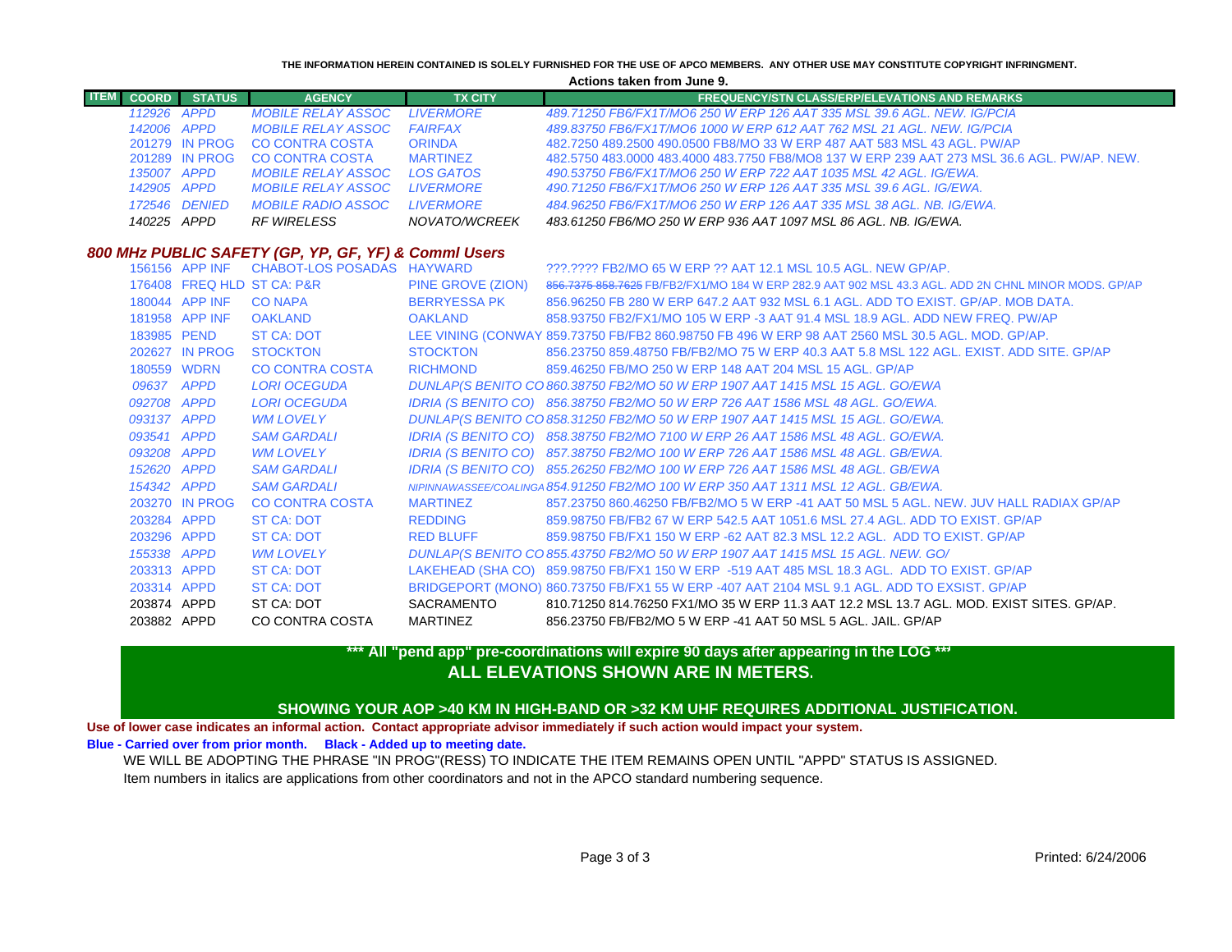THE INFORMATION HEREIN CONTAINED IS SOLELY FURNISHED FOR THE USE OF APCO MEMBERS. ANY OTHER USE MAY CONSTITUTE COPYRIGHT INFRINGMENT.

Actions taken from June 9.

| ITEM | COORD | STATUS | AGENCY | TX CITY | FREQUENCY/STN CLASS/ERP/ELEVATIONS AND REMARKS |
|---|---|---|---|---|---|
| | *112926* | *APPD* | *MOBILE RELAY ASSOC* | *LIVERMORE* | *489.71250 FB6/FX1T/MO6 250 W ERP 126 AAT 335 MSL 39.6 AGL. NEW. IG/PCIA* |
| | *142006* | *APPD* | *MOBILE RELAY ASSOC* | *FAIRFAX* | *489.83750 FB6/FX1T/MO6 1000 W ERP 612 AAT 762 MSL 21 AGL. NEW. IG/PCIA* |
| | 201279 | IN PROG | CO CONTRA COSTA | ORINDA | 482.7250 489.2500 490.0500 FB8/MO 33 W ERP 487 AAT 583 MSL 43 AGL. PW/AP |
| | 201289 | IN PROG | CO CONTRA COSTA | MARTINEZ | 482.5750 483.0000 483.4000 483.7750 FB8/MO8 137 W ERP 239 AAT 273 MSL 36.6 AGL. PW/AP. NEW. |
| | *135007* | *APPD* | *MOBILE RELAY ASSOC* | *LOS GATOS* | *490.53750 FB6/FX1T/MO6 250 W ERP 722 AAT 1035 MSL 42 AGL. IG/EWA.* |
| | *142905* | *APPD* | *MOBILE RELAY ASSOC* | *LIVERMORE* | *490.71250 FB6/FX1T/MO6 250 W ERP 126 AAT 335 MSL 39.6 AGL. IG/EWA.* |
| | *172546* | *DENIED* | *MOBILE RADIO ASSOC* | *LIVERMORE* | *484.96250 FB6/FX1T/MO6 250 W ERP 126 AAT 335 MSL 38 AGL. NB. IG/EWA.* |
| | *140225* | *APPD* | *RF WIRELESS* | *NOVATO/WCREEK* | *483.61250 FB6/MO 250 W ERP 936 AAT 1097 MSL 86 AGL. NB. IG/EWA.* |

### *800 MHz PUBLIC SAFETY (GP, YP, GF, YF) & Comml Users*

| COORD | STATUS | AGENCY | TX CITY | FREQUENCY/STN CLASS/ERP/ELEVATIONS AND REMARKS |
|---|---|---|---|---|
| 156156 | APP INF | CHABOT-LOS POSADAS | HAYWARD | ???.???? FB2/MO 65 W ERP ?? AAT 12.1 MSL 10.5 AGL. NEW GP/AP. |
| 176408 | FREQ HLD | ST CA: P&R | PINE GROVE (ZION) | ~~856.7375 858.7625~~ FB/FB2/FX1/MO 184 W ERP 282.9 AAT 902 MSL 43.3 AGL. ADD 2N CHNL MINOR MODS. GP/AP |
| 180044 | APP INF | CO NAPA | BERRYESSA PK | 856.96250 FB 280 W ERP 647.2 AAT 932 MSL 6.1 AGL. ADD TO EXIST. GP/AP. MOB DATA. |
| 181958 | APP INF | OAKLAND | OAKLAND | 858.93750 FB2/FX1/MO 105 W ERP -3 AAT 91.4 MSL 18.9 AGL. ADD NEW FREQ. PW/AP |
| 183985 | PEND | ST CA: DOT | LEE VINING (CONWAY | 859.73750 FB/FB2 860.98750 FB 496 W ERP 98 AAT 2560 MSL 30.5 AGL. MOD. GP/AP. |
| 202627 | IN PROG | STOCKTON | STOCKTON | 856.23750 859.48750 FB/FB2/MO 75 W ERP 40.3 AAT 5.8 MSL 122 AGL. EXIST. ADD SITE. GP/AP |
| 180559 | WDRN | CO CONTRA COSTA | RICHMOND | 859.46250 FB/MO 250 W ERP 148 AAT 204 MSL 15 AGL. GP/AP |
| *09637* | *APPD* | *LORI OCEGUDA* | *DUNLAP(S BENITO CO* | *860.38750 FB2/MO 50 W ERP 1907 AAT 1415 MSL 15 AGL. GO/EWA* |
| *092708* | *APPD* | *LORI OCEGUDA* | *IDRIA (S BENITO CO)* | *856.38750 FB2/MO 50 W ERP 726 AAT 1586 MSL 48 AGL. GO/EWA.* |
| *093137* | *APPD* | *WM LOVELY* | *DUNLAP(S BENITO CO* | *858.31250 FB2/MO 50 W ERP 1907 AAT 1415 MSL 15 AGL. GO/EWA.* |
| *093541* | *APPD* | *SAM GARDALI* | *IDRIA (S BENITO CO)* | *858.38750 FB2/MO 7100 W ERP 26 AAT 1586 MSL 48 AGL. GO/EWA.* |
| *093208* | *APPD* | *WM LOVELY* | *IDRIA (S BENITO CO)* | *857.38750 FB2/MO 100 W ERP 726 AAT 1586 MSL 48 AGL. GB/EWA.* |
| *152620* | *APPD* | *SAM GARDALI* | *IDRIA (S BENITO CO)* | *855.26250 FB2/MO 100 W ERP 726 AAT 1586 MSL 48 AGL. GB/EWA* |
| *154342* | *APPD* | *SAM GARDALI* | *NIPINNAWASSEE/COALINGA* | *854.91250 FB2/MO 100 W ERP 350 AAT 1311 MSL 12 AGL. GB/EWA.* |
| 203270 | IN PROG | CO CONTRA COSTA | MARTINEZ | 857.23750 860.46250 FB/FB2/MO 5 W ERP -41 AAT 50 MSL 5 AGL. NEW. JUV HALL RADIAX GP/AP |
| 203284 | APPD | ST CA: DOT | REDDING | 859.98750 FB/FB2 67 W ERP 542.5 AAT 1051.6 MSL 27.4 AGL. ADD TO EXIST. GP/AP |
| 203296 | APPD | ST CA: DOT | RED BLUFF | 859.98750 FB/FX1 150 W ERP -62 AAT 82.3 MSL 12.2 AGL. ADD TO EXIST. GP/AP |
| *155338* | *APPD* | *WM LOVELY* | *DUNLAP(S BENITO CO* | *855.43750 FB2/MO 50 W ERP 1907 AAT 1415 MSL 15 AGL. NEW. GO/* |
| 203313 | APPD | ST CA: DOT | LAKEHEAD (SHA CO) | 859.98750 FB/FX1 150 W ERP -519 AAT 485 MSL 18.3 AGL. ADD TO EXIST. GP/AP |
| 203314 | APPD | ST CA: DOT | BRIDGEPORT (MONO) | 860.73750 FB/FX1 55 W ERP -407 AAT 2104 MSL 9.1 AGL. ADD TO EXSIST. GP/AP |
| 203874 | APPD | ST CA: DOT | SACRAMENTO | 810.71250 814.76250 FX1/MO 35 W ERP 11.3 AAT 12.2 MSL 13.7 AGL. MOD. EXIST SITES. GP/AP. |
| 203882 | APPD | CO CONTRA COSTA | MARTINEZ | 856.23750 FB/FB2/MO 5 W ERP -41 AAT 50 MSL 5 AGL. JAIL. GP/AP |

**\*\*\* All "pend app" pre-coordinations will expire 90 days after appearing in the LOG \*\*\***

**ALL ELEVATIONS SHOWN ARE IN METERS.**

**SHOWING YOUR AOP >40 KM IN HIGH-BAND OR >32 KM UHF REQUIRES ADDITIONAL JUSTIFICATION.**

**Use of lower case indicates an informal action. Contact appropriate advisor immediately if such action would impact your system.**

**Blue - Carried over from prior month. Black - Added up to meeting date.**

WE WILL BE ADOPTING THE PHRASE "IN PROG"(RESS) TO INDICATE THE ITEM REMAINS OPEN UNTIL "APPD" STATUS IS ASSIGNED.

Item numbers in italics are applications from other coordinators and not in the APCO standard numbering sequence.

Printed: 6/24/2006